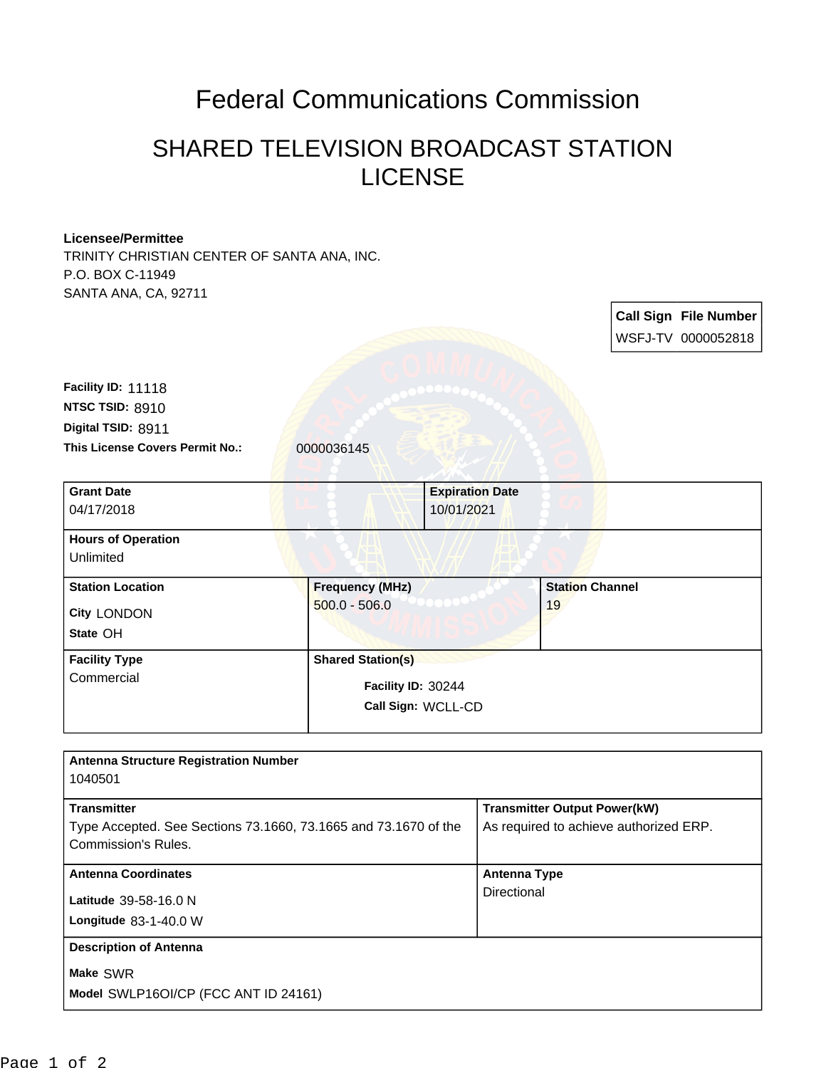# Federal Communications Commission

## SHARED TELEVISION BROADCAST STATION LICENSE

**Licensee/Permittee**
TRINITY CHRISTIAN CENTER OF SANTA ANA, INC.
P.O. BOX C-11949
SANTA ANA, CA, 92711

| Call Sign | File Number |
|---|---|
| WSFJ-TV | 0000052818 |

**Facility ID:** 11118
**NTSC TSID:** 8910
**Digital TSID:** 8911
**This License Covers Permit No.:** 0000036145

| Grant Date | Expiration Date | |
|---|---|---|
| 04/17/2018 | 10/01/2021 | |
| **Hours of Operation** | | |
| Unlimited | | |
| **Station Location** | **Frequency (MHz)** | **Station Channel** |
| City LONDON<br>State OH | 500.0 - 506.0 | 19 |
| **Facility Type** | **Shared Station(s)** | |
| Commercial | Facility ID: 30244<br>Call Sign: WCLL-CD | |

| Antenna Structure Registration Number | |
|---|---|
| 1040501 | |
| **Transmitter** | **Transmitter Output Power(kW)** |
| Type Accepted. See Sections 73.1660, 73.1665 and 73.1670 of the Commission's Rules. | As required to achieve authorized ERP. |
| **Antenna Coordinates** | **Antenna Type** |
| Latitude 39-58-16.0 N<br>Longitude 83-1-40.0 W | Directional |
| **Description of Antenna** | |
| Make SWR<br>Model SWLP16OI/CP (FCC ANT ID 24161) | |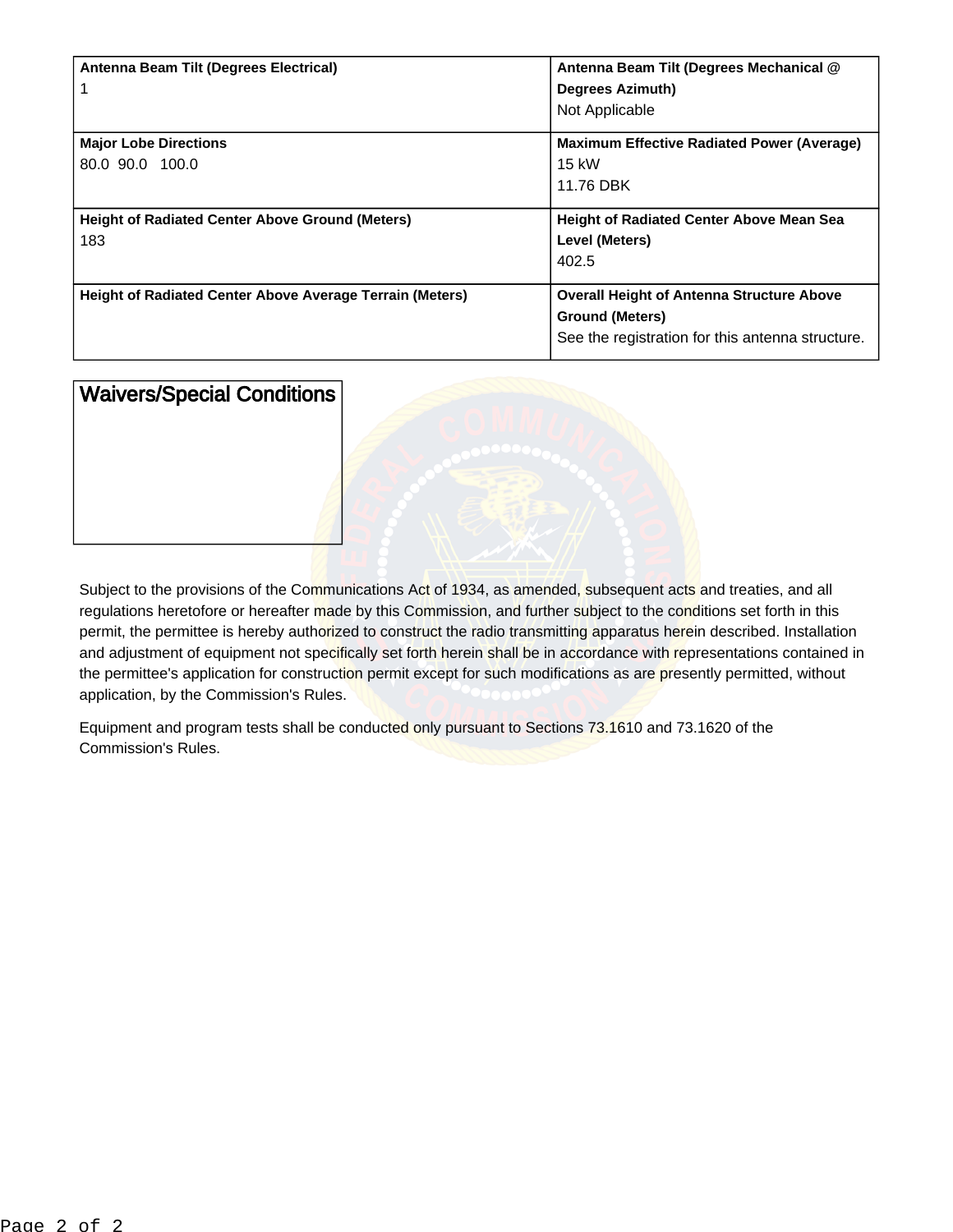| | |
|---|---|
| **Antenna Beam Tilt (Degrees Electrical)**<br>1 | **Antenna Beam Tilt (Degrees Mechanical @ Degrees Azimuth)**<br>Not Applicable |
| **Major Lobe Directions**<br>80.0 90.0 100.0 | **Maximum Effective Radiated Power (Average)**<br>15 kW<br>11.76 DBK |
| **Height of Radiated Center Above Ground (Meters)**<br>183 | **Height of Radiated Center Above Mean Sea Level (Meters)**<br>402.5 |
| **Height of Radiated Center Above Average Terrain (Meters)** | **Overall Height of Antenna Structure Above Ground (Meters)**<br>See the registration for this antenna structure. |

## Waivers/Special Conditions

Subject to the provisions of the Communications Act of 1934, as amended, subsequent acts and treaties, and all regulations heretofore or hereafter made by this Commission, and further subject to the conditions set forth in this permit, the permittee is hereby authorized to construct the radio transmitting apparatus herein described. Installation and adjustment of equipment not specifically set forth herein shall be in accordance with representations contained in the permittee's application for construction permit except for such modifications as are presently permitted, without application, by the Commission's Rules.

Equipment and program tests shall be conducted only pursuant to Sections 73.1610 and 73.1620 of the Commission's Rules.